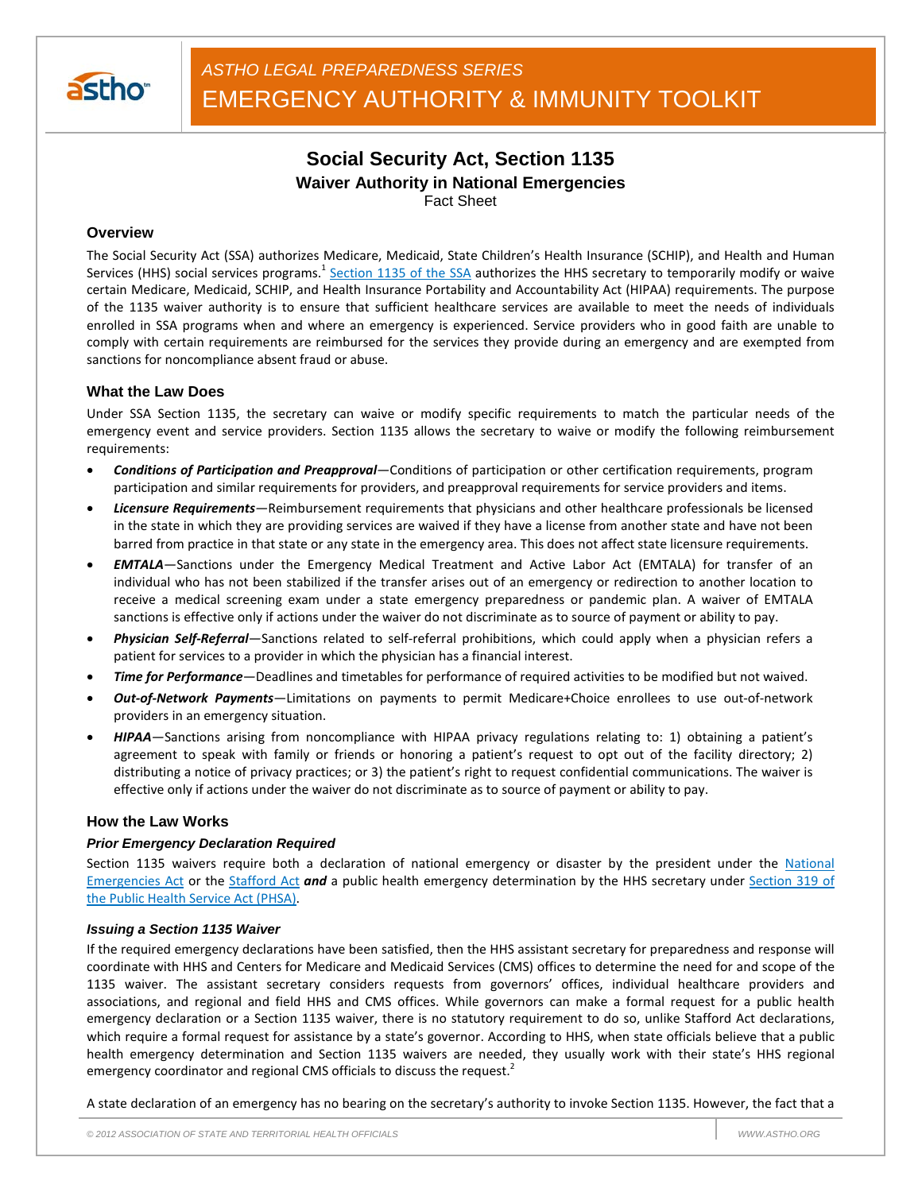*ASTHO LEGAL PREPAREDNESS SERIES*

EMERGENCY AUTHORITY & IMMUNITY TOOLKIT

# Social Security Act, Section 1135

## Waiver Authority in National Emergencies

Fact Sheet

### Overview

The Social Security Act (SSA) authorizes Medicare, Medicaid, State Children's Health Insurance (SCHIP), and Health and Human Services (HHS) social services programs.[1] Section 1135 of the SSA authorizes the HHS secretary to temporarily modify or waive certain Medicare, Medicaid, SCHIP, and Health Insurance Portability and Accountability Act (HIPAA) requirements. The purpose of the 1135 waiver authority is to ensure that sufficient healthcare services are available to meet the needs of individuals enrolled in SSA programs when and where an emergency is experienced. Service providers who in good faith are unable to comply with certain requirements are reimbursed for the services they provide during an emergency and are exempted from sanctions for noncompliance absent fraud or abuse.

### What the Law Does

Under SSA Section 1135, the secretary can waive or modify specific requirements to match the particular needs of the emergency event and service providers. Section 1135 allows the secretary to waive or modify the following reimbursement requirements:

- ***Conditions of Participation and Preapproval***—Conditions of participation or other certification requirements, program participation and similar requirements for providers, and preapproval requirements for service providers and items.
- ***Licensure Requirements***—Reimbursement requirements that physicians and other healthcare professionals be licensed in the state in which they are providing services are waived if they have a license from another state and have not been barred from practice in that state or any state in the emergency area. This does not affect state licensure requirements.
- ***EMTALA***—Sanctions under the Emergency Medical Treatment and Active Labor Act (EMTALA) for transfer of an individual who has not been stabilized if the transfer arises out of an emergency or redirection to another location to receive a medical screening exam under a state emergency preparedness or pandemic plan. A waiver of EMTALA sanctions is effective only if actions under the waiver do not discriminate as to source of payment or ability to pay.
- ***Physician Self-Referral***—Sanctions related to self-referral prohibitions, which could apply when a physician refers a patient for services to a provider in which the physician has a financial interest.
- ***Time for Performance***—Deadlines and timetables for performance of required activities to be modified but not waived.
- ***Out-of-Network Payments***—Limitations on payments to permit Medicare+Choice enrollees to use out-of-network providers in an emergency situation.
- ***HIPAA***—Sanctions arising from noncompliance with HIPAA privacy regulations relating to: 1) obtaining a patient's agreement to speak with family or friends or honoring a patient's request to opt out of the facility directory; 2) distributing a notice of privacy practices; or 3) the patient's right to request confidential communications. The waiver is effective only if actions under the waiver do not discriminate as to source of payment or ability to pay.

### How the Law Works

#### *Prior Emergency Declaration Required*

Section 1135 waivers require both a declaration of national emergency or disaster by the president under the National Emergencies Act or the Stafford Act ***and*** a public health emergency determination by the HHS secretary under Section 319 of the Public Health Service Act (PHSA).

#### *Issuing a Section 1135 Waiver*

If the required emergency declarations have been satisfied, then the HHS assistant secretary for preparedness and response will coordinate with HHS and Centers for Medicare and Medicaid Services (CMS) offices to determine the need for and scope of the 1135 waiver. The assistant secretary considers requests from governors' offices, individual healthcare providers and associations, and regional and field HHS and CMS offices. While governors can make a formal request for a public health emergency declaration or a Section 1135 waiver, there is no statutory requirement to do so, unlike Stafford Act declarations, which require a formal request for assistance by a state's governor. According to HHS, when state officials believe that a public health emergency determination and Section 1135 waivers are needed, they usually work with their state's HHS regional emergency coordinator and regional CMS officials to discuss the request.[2]

A state declaration of an emergency has no bearing on the secretary's authority to invoke Section 1135. However, the fact that a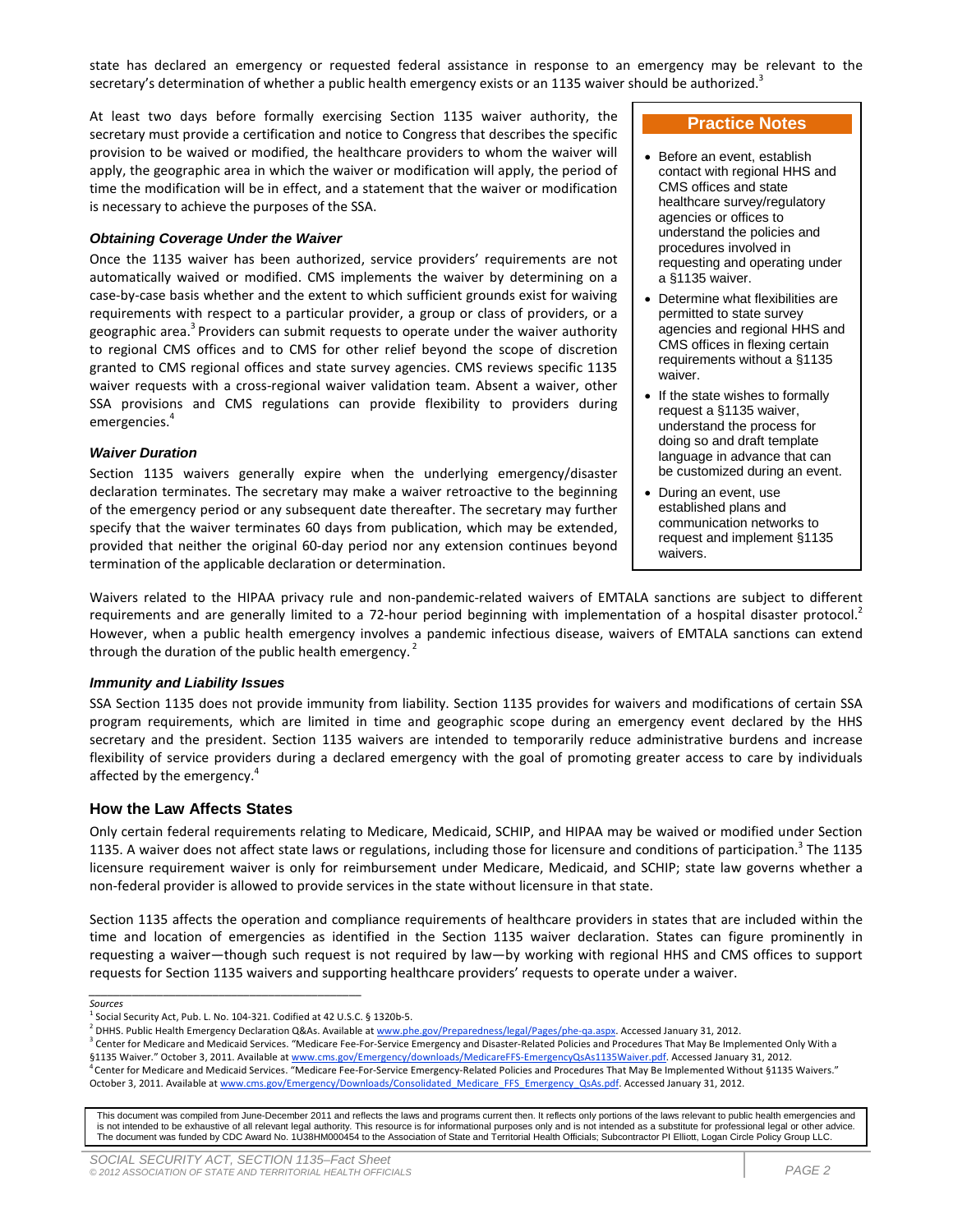state has declared an emergency or requested federal assistance in response to an emergency may be relevant to the secretary's determination of whether a public health emergency exists or an 1135 waiver should be authorized.[3]

At least two days before formally exercising Section 1135 waiver authority, the secretary must provide a certification and notice to Congress that describes the specific provision to be waived or modified, the healthcare providers to whom the waiver will apply, the geographic area in which the waiver or modification will apply, the period of time the modification will be in effect, and a statement that the waiver or modification is necessary to achieve the purposes of the SSA.

### *Obtaining Coverage Under the Waiver*

Once the 1135 waiver has been authorized, service providers' requirements are not automatically waived or modified. CMS implements the waiver by determining on a case-by-case basis whether and the extent to which sufficient grounds exist for waiving requirements with respect to a particular provider, a group or class of providers, or a geographic area.[3] Providers can submit requests to operate under the waiver authority to regional CMS offices and to CMS for other relief beyond the scope of discretion granted to CMS regional offices and state survey agencies. CMS reviews specific 1135 waiver requests with a cross-regional waiver validation team. Absent a waiver, other SSA provisions and CMS regulations can provide flexibility to providers during emergencies.[4]

### *Waiver Duration*

Section 1135 waivers generally expire when the underlying emergency/disaster declaration terminates. The secretary may make a waiver retroactive to the beginning of the emergency period or any subsequent date thereafter. The secretary may further specify that the waiver terminates 60 days from publication, which may be extended, provided that neither the original 60-day period nor any extension continues beyond termination of the applicable declaration or determination.

### Practice Notes

- Before an event, establish contact with regional HHS and CMS offices and state healthcare survey/regulatory agencies or offices to understand the policies and procedures involved in requesting and operating under a §1135 waiver.
- Determine what flexibilities are permitted to state survey agencies and regional HHS and CMS offices in flexing certain requirements without a §1135 waiver.
- If the state wishes to formally request a §1135 waiver, understand the process for doing so and draft template language in advance that can be customized during an event.
- During an event, use established plans and communication networks to request and implement §1135 waivers.

Waivers related to the HIPAA privacy rule and non-pandemic-related waivers of EMTALA sanctions are subject to different requirements and are generally limited to a 72-hour period beginning with implementation of a hospital disaster protocol.[2] However, when a public health emergency involves a pandemic infectious disease, waivers of EMTALA sanctions can extend through the duration of the public health emergency.[2]

### *Immunity and Liability Issues*

SSA Section 1135 does not provide immunity from liability. Section 1135 provides for waivers and modifications of certain SSA program requirements, which are limited in time and geographic scope during an emergency event declared by the HHS secretary and the president. Section 1135 waivers are intended to temporarily reduce administrative burdens and increase flexibility of service providers during a declared emergency with the goal of promoting greater access to care by individuals affected by the emergency.[4]

## How the Law Affects States

Only certain federal requirements relating to Medicare, Medicaid, SCHIP, and HIPAA may be waived or modified under Section 1135. A waiver does not affect state laws or regulations, including those for licensure and conditions of participation.[3] The 1135 licensure requirement waiver is only for reimbursement under Medicare, Medicaid, and SCHIP; state law governs whether a non-federal provider is allowed to provide services in the state without licensure in that state.

Section 1135 affects the operation and compliance requirements of healthcare providers in states that are included within the time and location of emergencies as identified in the Section 1135 waiver declaration. States can figure prominently in requesting a waiver—though such request is not required by law—by working with regional HHS and CMS offices to support requests for Section 1135 waivers and supporting healthcare providers' requests to operate under a waiver.

*Sources*

[1] Social Security Act, Pub. L. No. 104-321. Codified at 42 U.S.C. § 1320b-5.

[2] DHHS. Public Health Emergency Declaration Q&As. Available at www.phe.gov/Preparedness/legal/Pages/phe-qa.aspx. Accessed January 31, 2012.

[3] Center for Medicare and Medicaid Services. "Medicare Fee-For-Service Emergency and Disaster-Related Policies and Procedures That May Be Implemented Only With a §1135 Waiver." October 3, 2011. Available at www.cms.gov/Emergency/downloads/MedicareFFS-EmergencyQsAs1135Waiver.pdf. Accessed January 31, 2012.

[4] Center for Medicare and Medicaid Services. "Medicare Fee-For-Service Emergency-Related Policies and Procedures That May Be Implemented Without §1135 Waivers." October 3, 2011. Available at www.cms.gov/Emergency/Downloads/Consolidated_Medicare_FFS_Emergency_QsAs.pdf. Accessed January 31, 2012.

This document was compiled from June-December 2011 and reflects the laws and programs current then. It reflects only portions of the laws relevant to public health emergencies and is not intended to be exhaustive of all relevant legal authority. This resource is for informational purposes only and is not intended as a substitute for professional legal or other advice. The document was funded by CDC Award No. 1U38HM000454 to the Association of State and Territorial Health Officials; Subcontractor PI Elliott, Logan Circle Policy Group LLC.